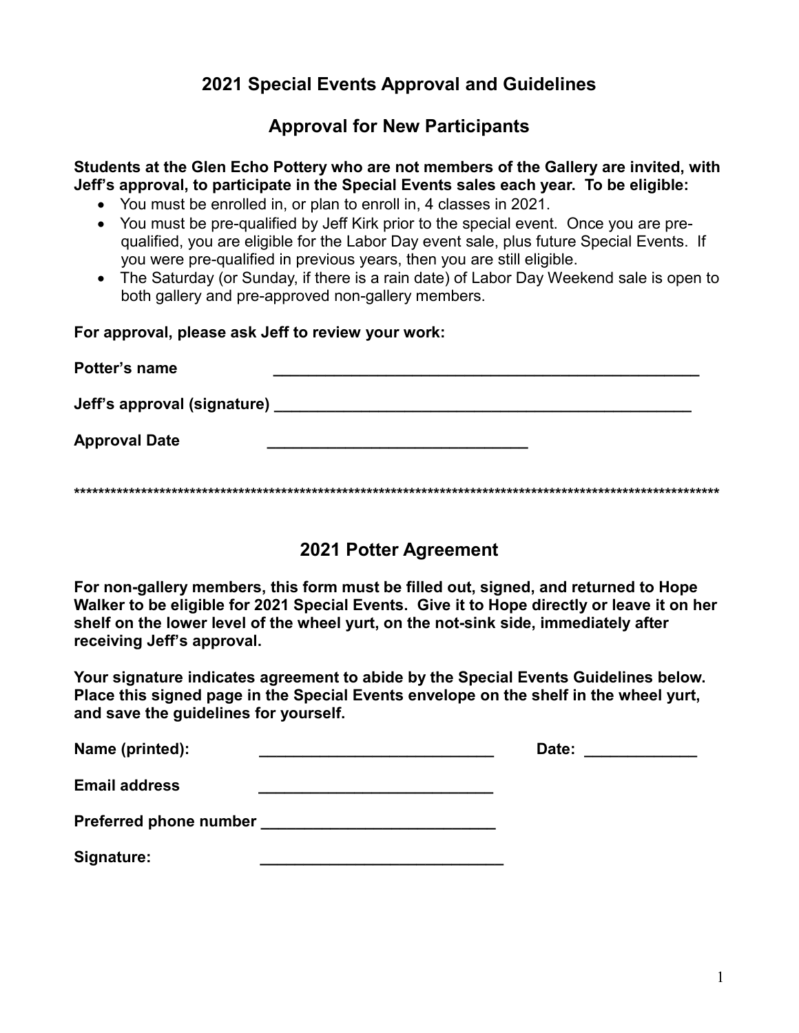## 2021 Special Events Approval and Guidelines

## Approval for New Participants

**Students at the Glen Echo Pottery who are not members of the Gallery are invited, with Jeff's approval, to participate in the Special Events sales each year. To be eligible:**

- You must be enrolled in, or plan to enroll in, 4 classes in 2021.
- You must be pre-qualified by Jeff Kirk prior to the special event. Once you are pre-qualified, you are eligible for the Labor Day event sale, plus future Special Events. If you were pre-qualified in previous years, then you are still eligible.
- The Saturday (or Sunday, if there is a rain date) of Labor Day Weekend sale is open to both gallery and pre-approved non-gallery members.

**For approval, please ask Jeff to review your work:**

**Potter's name** ____________________________________________________

**Jeff's approval (signature)** ____________________________________________________

**Approval Date** ________________________________

****************************************************************************************************************

## 2021 Potter Agreement

**For non-gallery members, this form must be filled out, signed, and returned to Hope Walker to be eligible for 2021 Special Events. Give it to Hope directly or leave it on her shelf on the lower level of the wheel yurt, on the not-sink side, immediately after receiving Jeff's approval.**

**Your signature indicates agreement to abide by the Special Events Guidelines below. Place this signed page in the Special Events envelope on the shelf in the wheel yurt, and save the guidelines for yourself.**

**Name (printed):** _____________________________ **Date:** _____________

**Email address** _____________________________

**Preferred phone number** _____________________________

**Signature:** ______________________________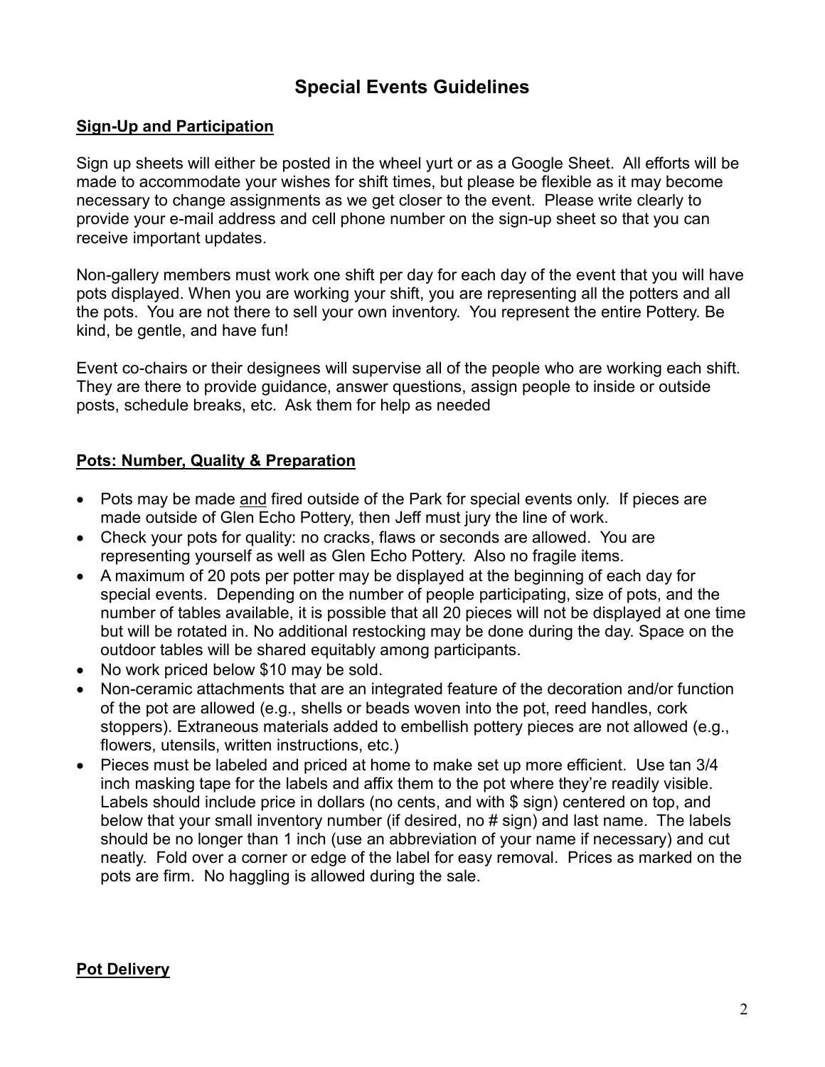# Special Events Guidelines

## Sign-Up and Participation

Sign up sheets will either be posted in the wheel yurt or as a Google Sheet. All efforts will be made to accommodate your wishes for shift times, but please be flexible as it may become necessary to change assignments as we get closer to the event. Please write clearly to provide your e-mail address and cell phone number on the sign-up sheet so that you can receive important updates.

Non-gallery members must work one shift per day for each day of the event that you will have pots displayed. When you are working your shift, you are representing all the potters and all the pots. You are not there to sell your own inventory. You represent the entire Pottery. Be kind, be gentle, and have fun!

Event co-chairs or their designees will supervise all of the people who are working each shift. They are there to provide guidance, answer questions, assign people to inside or outside posts, schedule breaks, etc. Ask them for help as needed

## Pots: Number, Quality & Preparation

- Pots may be made and fired outside of the Park for special events only. If pieces are made outside of Glen Echo Pottery, then Jeff must jury the line of work.
- Check your pots for quality: no cracks, flaws or seconds are allowed. You are representing yourself as well as Glen Echo Pottery. Also no fragile items.
- A maximum of 20 pots per potter may be displayed at the beginning of each day for special events. Depending on the number of people participating, size of pots, and the number of tables available, it is possible that all 20 pieces will not be displayed at one time but will be rotated in. No additional restocking may be done during the day. Space on the outdoor tables will be shared equitably among participants.
- No work priced below $10 may be sold.
- Non-ceramic attachments that are an integrated feature of the decoration and/or function of the pot are allowed (e.g., shells or beads woven into the pot, reed handles, cork stoppers). Extraneous materials added to embellish pottery pieces are not allowed (e.g., flowers, utensils, written instructions, etc.)
- Pieces must be labeled and priced at home to make set up more efficient. Use tan 3/4 inch masking tape for the labels and affix them to the pot where they're readily visible. Labels should include price in dollars (no cents, and with $ sign) centered on top, and below that your small inventory number (if desired, no # sign) and last name. The labels should be no longer than 1 inch (use an abbreviation of your name if necessary) and cut neatly. Fold over a corner or edge of the label for easy removal. Prices as marked on the pots are firm. No haggling is allowed during the sale.

## Pot Delivery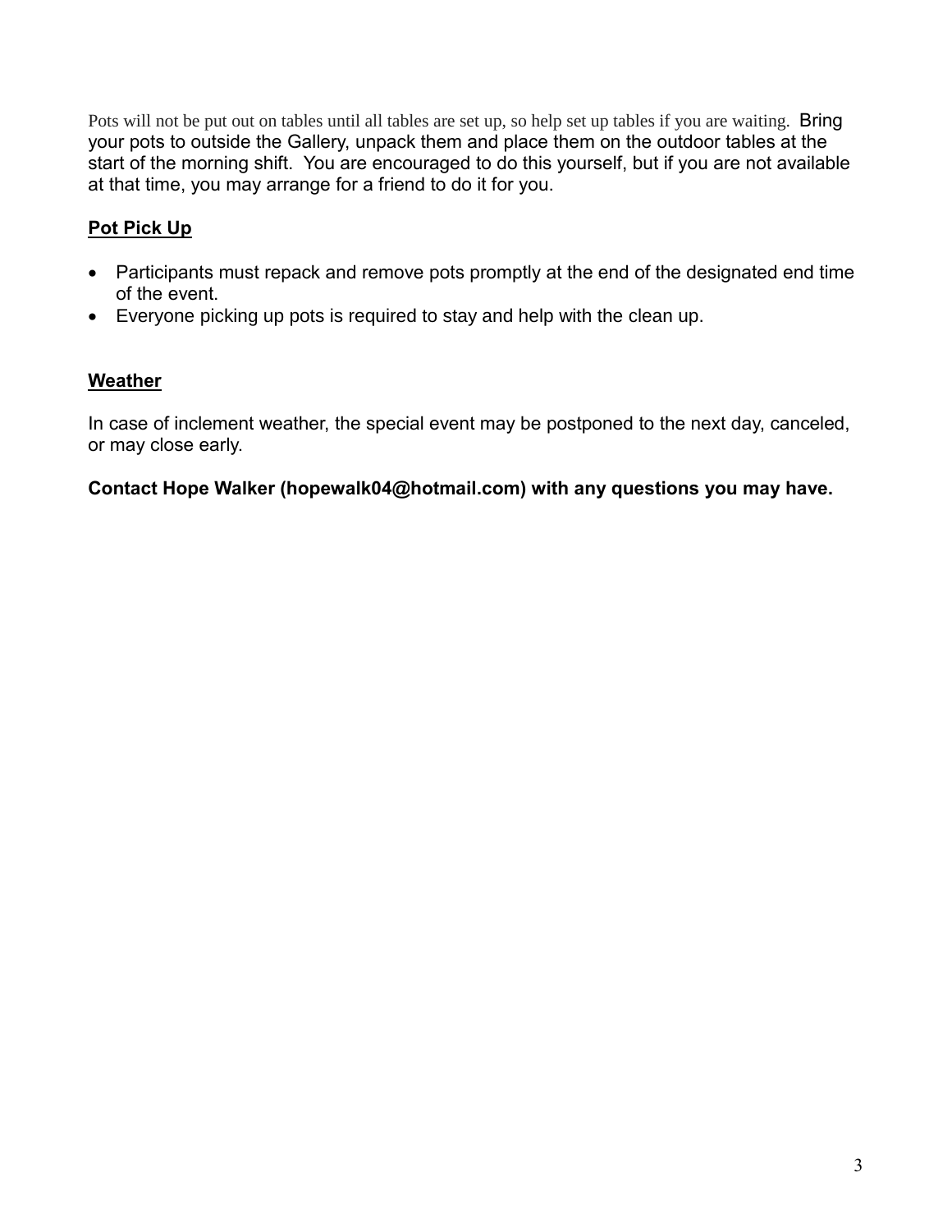Pots will not be put out on tables until all tables are set up, so help set up tables if you are waiting. Bring your pots to outside the Gallery, unpack them and place them on the outdoor tables at the start of the morning shift. You are encouraged to do this yourself, but if you are not available at that time, you may arrange for a friend to do it for you.

**Pot Pick Up**

- Participants must repack and remove pots promptly at the end of the designated end time of the event.
- Everyone picking up pots is required to stay and help with the clean up.

**Weather**

In case of inclement weather, the special event may be postponed to the next day, canceled, or may close early.

**Contact Hope Walker (hopewalk04@hotmail.com) with any questions you may have.**